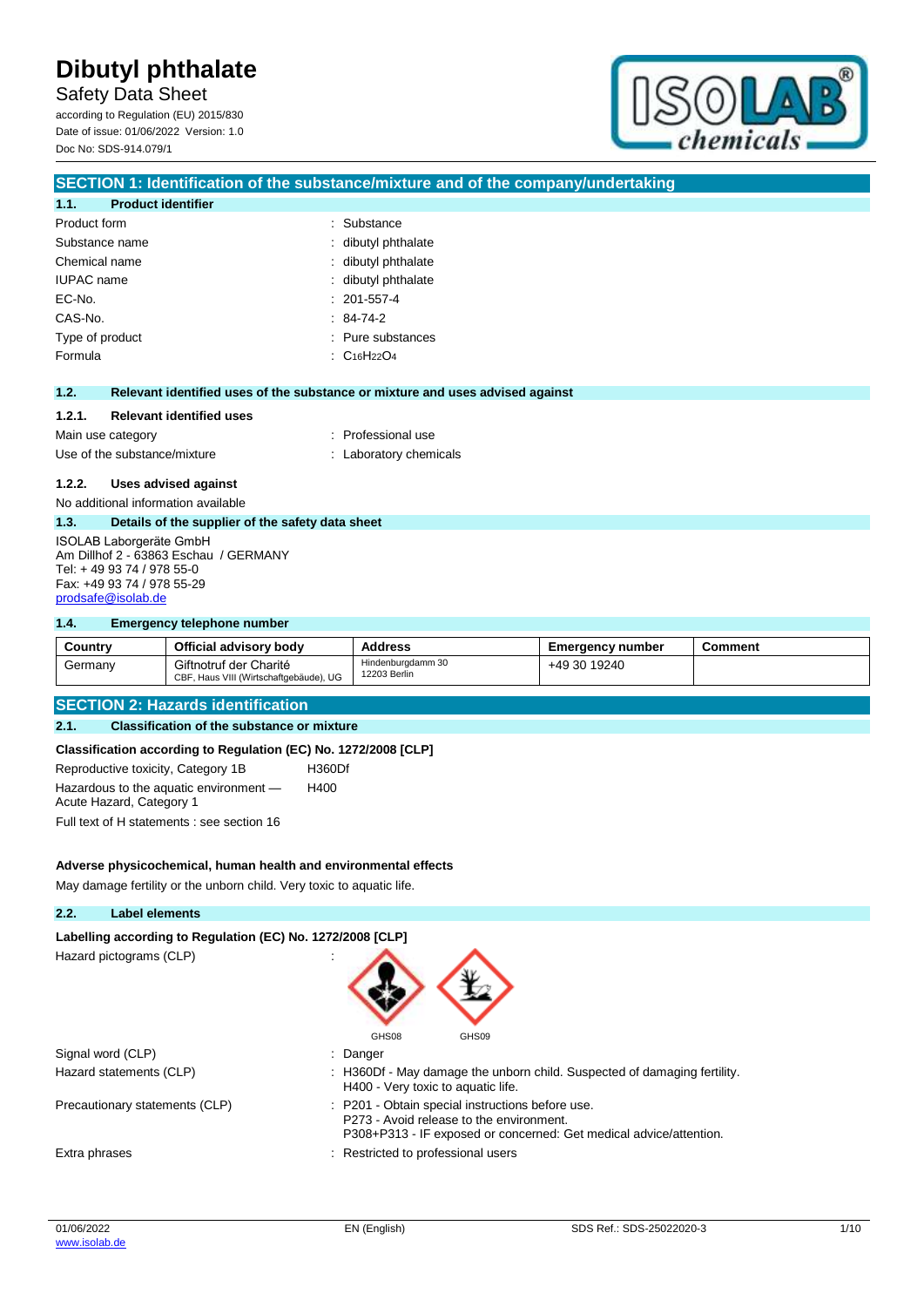# Dibutyl phthalate

Safety Data Sheet

according to Regulation (EU) 2015/830
Date of issue: 01/06/2022 Version: 1.0
Doc No: SDS-914.079/1

## SECTION 1: Identification of the substance/mixture and of the company/undertaking

### 1.1. Product identifier

| | |
|---|---|
| Product form | : Substance |
| Substance name | : dibutyl phthalate |
| Chemical name | : dibutyl phthalate |
| IUPAC name | : dibutyl phthalate |
| EC-No. | : 201-557-4 |
| CAS-No. | : 84-74-2 |
| Type of product | : Pure substances |
| Formula | : $C_{16}H_{22}O_4$ |

### 1.2. Relevant identified uses of the substance or mixture and uses advised against

#### 1.2.1. Relevant identified uses

| | |
|---|---|
| Main use category | : Professional use |
| Use of the substance/mixture | : Laboratory chemicals |

#### 1.2.2. Uses advised against

No additional information available

### 1.3. Details of the supplier of the safety data sheet

ISOLAB Laborgeräte GmbH
Am Dillhof 2 - 63863 Eschau / GERMANY
Tel: + 49 93 74 / 978 55-0
Fax: +49 93 74 / 978 55-29
prodsafe@isolab.de

### 1.4. Emergency telephone number

| Country | Official advisory body | Address | Emergency number | Comment |
|---|---|---|---|---|
| Germany | Giftnotruf der Charité CBF, Haus VIII (Wirtschaftgebäude), UG | Hindenburgdamm 30 12203 Berlin | +49 30 19240 | |

## SECTION 2: Hazards identification

### 2.1. Classification of the substance or mixture

**Classification according to Regulation (EC) No. 1272/2008 [CLP]**

| | |
|---|---|
| Reproductive toxicity, Category 1B | H360Df |
| Hazardous to the aquatic environment — Acute Hazard, Category 1 | H400 |

Full text of H statements : see section 16

**Adverse physicochemical, human health and environmental effects**

May damage fertility or the unborn child. Very toxic to aquatic life.

### 2.2. Label elements

**Labelling according to Regulation (EC) No. 1272/2008 [CLP]**

Hazard pictograms (CLP) :

GHS08 GHS09

| | |
|---|---|
| Signal word (CLP) | : Danger |
| Hazard statements (CLP) | : H360Df - May damage the unborn child. Suspected of damaging fertility.<br>H400 - Very toxic to aquatic life. |
| Precautionary statements (CLP) | : P201 - Obtain special instructions before use.<br>P273 - Avoid release to the environment.<br>P308+P313 - IF exposed or concerned: Get medical advice/attention. |
| Extra phrases | : Restricted to professional users |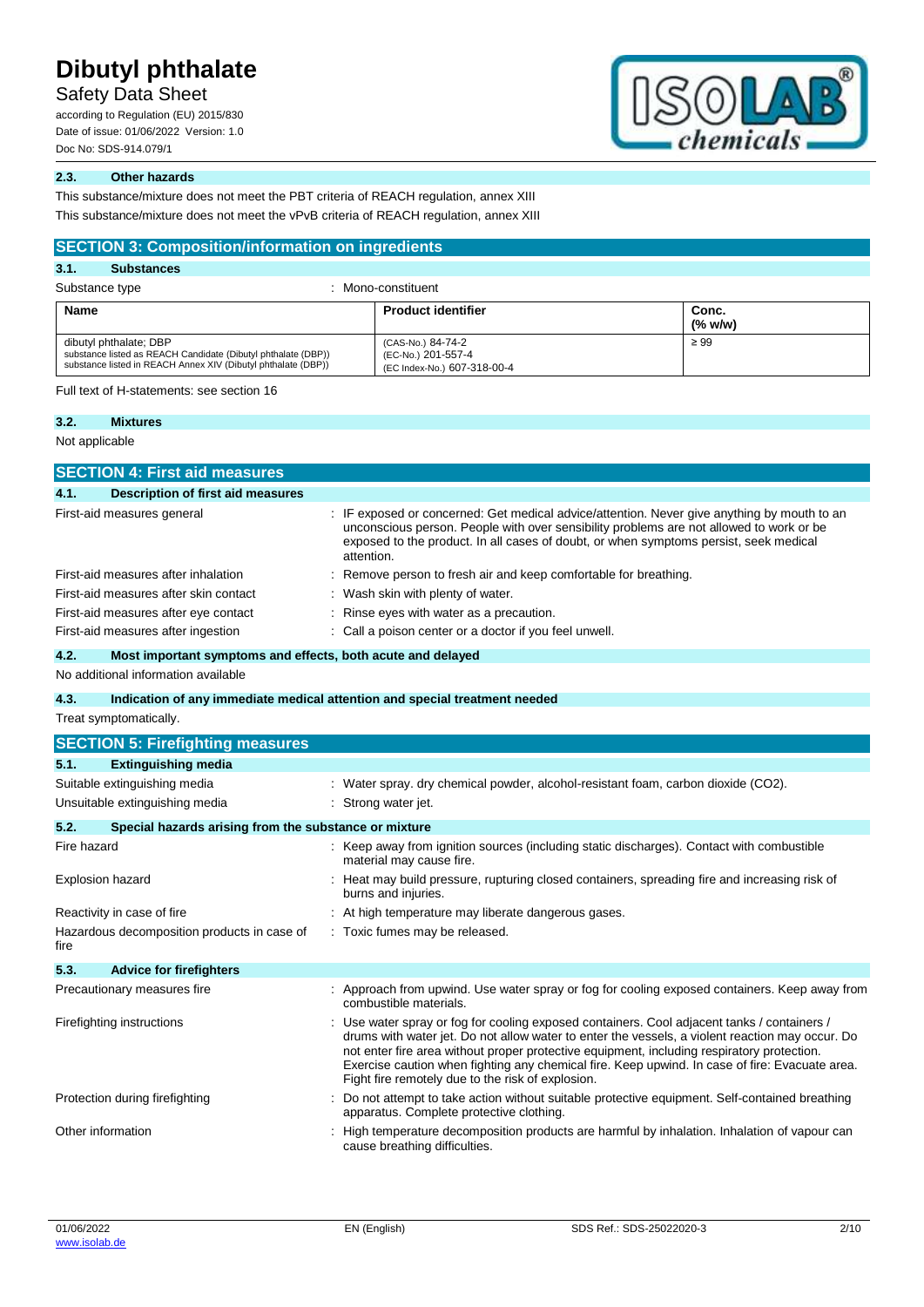### 2.3. Other hazards

This substance/mixture does not meet the PBT criteria of REACH regulation, annex XIII

This substance/mixture does not meet the vPvB criteria of REACH regulation, annex XIII

## SECTION 3: Composition/information on ingredients

### 3.1. Substances

Substance type : Mono-constituent

| Name | Product identifier | Conc. (% w/w) |
|---|---|---|
| dibutyl phthalate; DBP<br>substance listed as REACH Candidate (Dibutyl phthalate (DBP))<br>substance listed in REACH Annex XIV (Dibutyl phthalate (DBP)) | (CAS-No.) 84-74-2<br>(EC-No.) 201-557-4<br>(EC Index-No.) 607-318-00-4 | ≥ 99 |

Full text of H-statements: see section 16

### 3.2. Mixtures

Not applicable

## SECTION 4: First aid measures

### 4.1. Description of first aid measures

First-aid measures general : IF exposed or concerned: Get medical advice/attention. Never give anything by mouth to an unconscious person. People with over sensibility problems are not allowed to work or be exposed to the product. In all cases of doubt, or when symptoms persist, seek medical attention.

First-aid measures after inhalation : Remove person to fresh air and keep comfortable for breathing.

First-aid measures after skin contact : Wash skin with plenty of water.

First-aid measures after eye contact : Rinse eyes with water as a precaution.

First-aid measures after ingestion : Call a poison center or a doctor if you feel unwell.

### 4.2. Most important symptoms and effects, both acute and delayed

No additional information available

### 4.3. Indication of any immediate medical attention and special treatment needed

Treat symptomatically.

## SECTION 5: Firefighting measures

### 5.1. Extinguishing media

Suitable extinguishing media : Water spray. dry chemical powder, alcohol-resistant foam, carbon dioxide ($CO_2$).

Unsuitable extinguishing media : Strong water jet.

### 5.2. Special hazards arising from the substance or mixture

Fire hazard : Keep away from ignition sources (including static discharges). Contact with combustible material may cause fire.

Explosion hazard : Heat may build pressure, rupturing closed containers, spreading fire and increasing risk of burns and injuries.

Reactivity in case of fire : At high temperature may liberate dangerous gases.

Hazardous decomposition products in case of fire : Toxic fumes may be released.

### 5.3. Advice for firefighters

Precautionary measures fire : Approach from upwind. Use water spray or fog for cooling exposed containers. Keep away from combustible materials.

Firefighting instructions : Use water spray or fog for cooling exposed containers. Cool adjacent tanks / containers / drums with water jet. Do not allow water to enter the vessels, a violent reaction may occur. Do not enter fire area without proper protective equipment, including respiratory protection. Exercise caution when fighting any chemical fire. Keep upwind. In case of fire: Evacuate area. Fight fire remotely due to the risk of explosion.

Protection during firefighting : Do not attempt to take action without suitable protective equipment. Self-contained breathing apparatus. Complete protective clothing.

Other information : High temperature decomposition products are harmful by inhalation. Inhalation of vapour can cause breathing difficulties.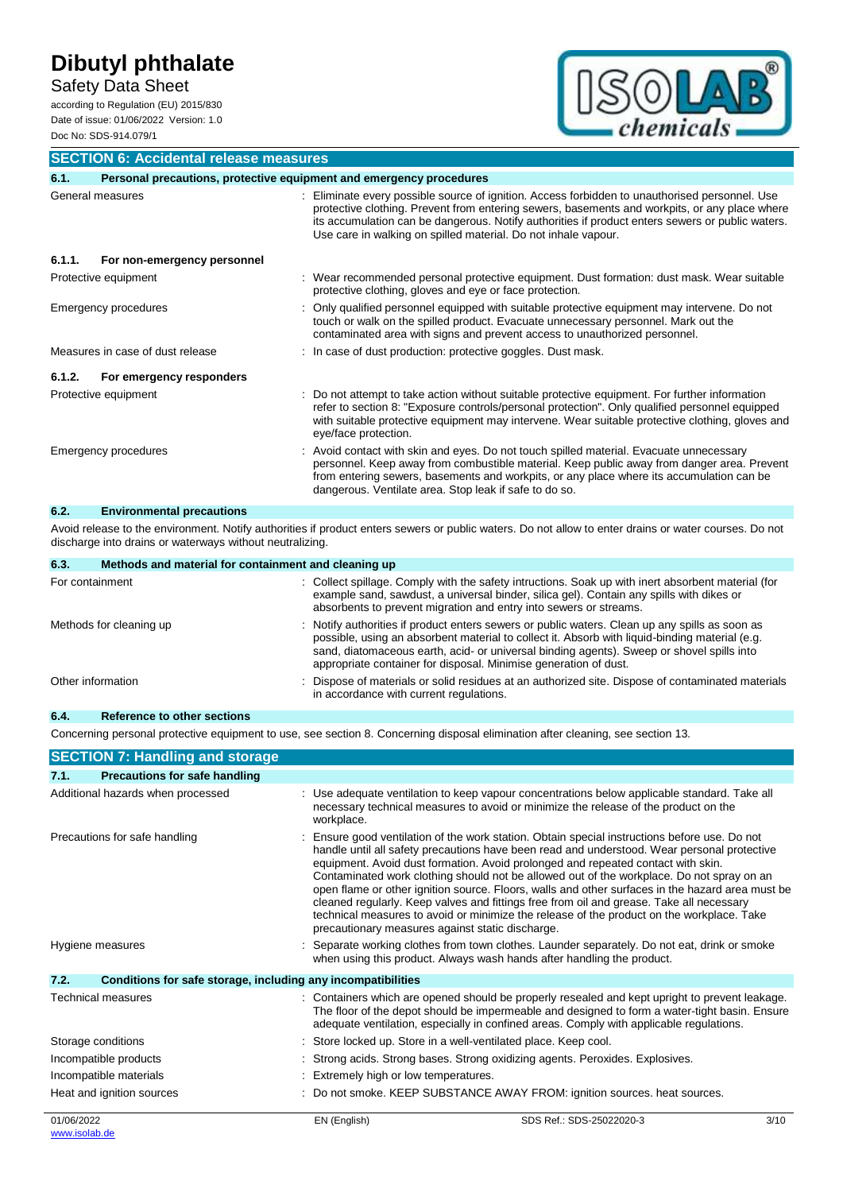## SECTION 6: Accidental release measures

### 6.1. Personal precautions, protective equipment and emergency procedures

| | |
|---|---|
| General measures | : Eliminate every possible source of ignition. Access forbidden to unauthorised personnel. Use protective clothing. Prevent from entering sewers, basements and workpits, or any place where its accumulation can be dangerous. Notify authorities if product enters sewers or public waters. Use care in walking on spilled material. Do not inhale vapour. |

#### 6.1.1. For non-emergency personnel

| | |
|---|---|
| Protective equipment | : Wear recommended personal protective equipment. Dust formation: dust mask. Wear suitable protective clothing, gloves and eye or face protection. |
| Emergency procedures | : Only qualified personnel equipped with suitable protective equipment may intervene. Do not touch or walk on the spilled product. Evacuate unnecessary personnel. Mark out the contaminated area with signs and prevent access to unauthorized personnel. |
| Measures in case of dust release | : In case of dust production: protective goggles. Dust mask. |

#### 6.1.2. For emergency responders

| | |
|---|---|
| Protective equipment | : Do not attempt to take action without suitable protective equipment. For further information refer to section 8: "Exposure controls/personal protection". Only qualified personnel equipped with suitable protective equipment may intervene. Wear suitable protective clothing, gloves and eye/face protection. |
| Emergency procedures | : Avoid contact with skin and eyes. Do not touch spilled material. Evacuate unnecessary personnel. Keep away from combustible material. Keep public away from danger area. Prevent from entering sewers, basements and workpits, or any place where its accumulation can be dangerous. Ventilate area. Stop leak if safe to do so. |

### 6.2. Environmental precautions

Avoid release to the environment. Notify authorities if product enters sewers or public waters. Do not allow to enter drains or water courses. Do not discharge into drains or waterways without neutralizing.

### 6.3. Methods and material for containment and cleaning up

| | |
|---|---|
| For containment | : Collect spillage. Comply with the safety intructions. Soak up with inert absorbent material (for example sand, sawdust, a universal binder, silica gel). Contain any spills with dikes or absorbents to prevent migration and entry into sewers or streams. |
| Methods for cleaning up | : Notify authorities if product enters sewers or public waters. Clean up any spills as soon as possible, using an absorbent material to collect it. Absorb with liquid-binding material (e.g. sand, diatomaceous earth, acid- or universal binding agents). Sweep or shovel spills into appropriate container for disposal. Minimise generation of dust. |
| Other information | : Dispose of materials or solid residues at an authorized site. Dispose of contaminated materials in accordance with current regulations. |

### 6.4. Reference to other sections

Concerning personal protective equipment to use, see section 8. Concerning disposal elimination after cleaning, see section 13.

## SECTION 7: Handling and storage

### 7.1. Precautions for safe handling

| | |
|---|---|
| Additional hazards when processed | : Use adequate ventilation to keep vapour concentrations below applicable standard. Take all necessary technical measures to avoid or minimize the release of the product on the workplace. |
| Precautions for safe handling | : Ensure good ventilation of the work station. Obtain special instructions before use. Do not handle until all safety precautions have been read and understood. Wear personal protective equipment. Avoid dust formation. Avoid prolonged and repeated contact with skin. Contaminated work clothing should not be allowed out of the workplace. Do not spray on an open flame or other ignition source. Floors, walls and other surfaces in the hazard area must be cleaned regularly. Keep valves and fittings free from oil and grease. Take all necessary technical measures to avoid or minimize the release of the product on the workplace. Take precautionary measures against static discharge. |
| Hygiene measures | : Separate working clothes from town clothes. Launder separately. Do not eat, drink or smoke when using this product. Always wash hands after handling the product. |

### 7.2. Conditions for safe storage, including any incompatibilities

| | |
|---|---|
| Technical measures | : Containers which are opened should be properly resealed and kept upright to prevent leakage. The floor of the depot should be impermeable and designed to form a water-tight basin. Ensure adequate ventilation, especially in confined areas. Comply with applicable regulations. |
| Storage conditions | : Store locked up. Store in a well-ventilated place. Keep cool. |
| Incompatible products | : Strong acids. Strong bases. Strong oxidizing agents. Peroxides. Explosives. |
| Incompatible materials | : Extremely high or low temperatures. |
| Heat and ignition sources | : Do not smoke. KEEP SUBSTANCE AWAY FROM: ignition sources. heat sources. |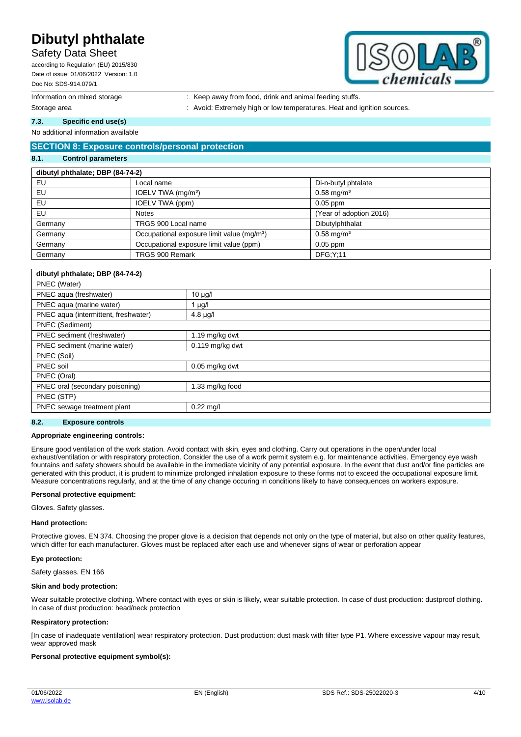Information on mixed storage : Keep away from food, drink and animal feeding stuffs.

Storage area : Avoid: Extremely high or low temperatures. Heat and ignition sources.

### 7.3. Specific end use(s)

No additional information available

## SECTION 8: Exposure controls/personal protection

### 8.1. Control parameters

| dibutyl phthalate; DBP (84-74-2) | | |
|---|---|---|
| EU | Local name | Di-n-butyl phtalate |
| EU | IOELV TWA (mg/m³) | 0.58 mg/m³ |
| EU | IOELV TWA (ppm) | 0.05 ppm |
| EU | Notes | (Year of adoption 2016) |
| Germany | TRGS 900 Local name | Dibutylphthalat |
| Germany | Occupational exposure limit value (mg/m³) | 0.58 mg/m³ |
| Germany | Occupational exposure limit value (ppm) | 0.05 ppm |
| Germany | TRGS 900 Remark | DFG;Y;11 |

| dibutyl phthalate; DBP (84-74-2) | |
|---|---|
| PNEC (Water) | |
| PNEC aqua (freshwater) | 10 µg/l |
| PNEC aqua (marine water) | 1 µg/l |
| PNEC aqua (intermittent, freshwater) | 4.8 µg/l |
| PNEC (Sediment) | |
| PNEC sediment (freshwater) | 1.19 mg/kg dwt |
| PNEC sediment (marine water) | 0.119 mg/kg dwt |
| PNEC (Soil) | |
| PNEC soil | 0.05 mg/kg dwt |
| PNEC (Oral) | |
| PNEC oral (secondary poisoning) | 1.33 mg/kg food |
| PNEC (STP) | |
| PNEC sewage treatment plant | 0.22 mg/l |

### 8.2. Exposure controls

**Appropriate engineering controls:**

Ensure good ventilation of the work station. Avoid contact with skin, eyes and clothing. Carry out operations in the open/under local exhaust/ventilation or with respiratory protection. Consider the use of a work permit system e.g. for maintenance activities. Emergency eye wash fountains and safety showers should be available in the immediate vicinity of any potential exposure. In the event that dust and/or fine particles are generated with this product, it is prudent to minimize prolonged inhalation exposure to these forms not to exceed the occupational exposure limit. Measure concentrations regularly, and at the time of any change occuring in conditions likely to have consequences on workers exposure.

**Personal protective equipment:**

Gloves. Safety glasses.

**Hand protection:**

Protective gloves. EN 374. Choosing the proper glove is a decision that depends not only on the type of material, but also on other quality features, which differ for each manufacturer. Gloves must be replaced after each use and whenever signs of wear or perforation appear

**Eye protection:**

Safety glasses. EN 166

**Skin and body protection:**

Wear suitable protective clothing. Where contact with eyes or skin is likely, wear suitable protection. In case of dust production: dustproof clothing. In case of dust production: head/neck protection

**Respiratory protection:**

[In case of inadequate ventilation] wear respiratory protection. Dust production: dust mask with filter type P1. Where excessive vapour may result, wear approved mask

**Personal protective equipment symbol(s):**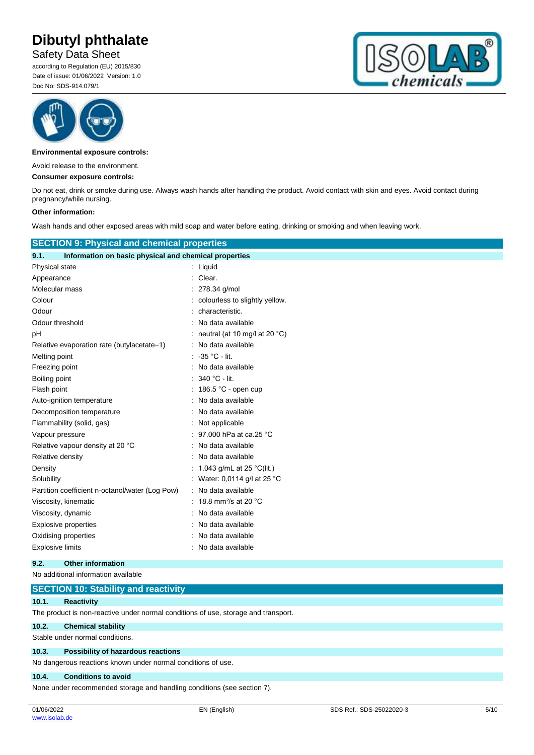**Environmental exposure controls:**

Avoid release to the environment.

**Consumer exposure controls:**

Do not eat, drink or smoke during use. Always wash hands after handling the product. Avoid contact with skin and eyes. Avoid contact during pregnancy/while nursing.

**Other information:**

Wash hands and other exposed areas with mild soap and water before eating, drinking or smoking and when leaving work.

## SECTION 9: Physical and chemical properties

### 9.1. Information on basic physical and chemical properties

| Property | Value |
|---|---|
| Physical state | Liquid |
| Appearance | Clear. |
| Molecular mass | 278.34 g/mol |
| Colour | colourless to slightly yellow. |
| Odour | characteristic. |
| Odour threshold | No data available |
| pH | neutral (at 10 mg/l at 20 °C) |
| Relative evaporation rate (butylacetate=1) | No data available |
| Melting point | -35 °C - lit. |
| Freezing point | No data available |
| Boiling point | 340 °C - lit. |
| Flash point | 186.5 °C - open cup |
| Auto-ignition temperature | No data available |
| Decomposition temperature | No data available |
| Flammability (solid, gas) | Not applicable |
| Vapour pressure | 97.000 hPa at ca.25 °C |
| Relative vapour density at 20 °C | No data available |
| Relative density | No data available |
| Density | 1.043 g/mL at 25 °C(lit.) |
| Solubility | Water: 0,0114 g/l at 25 °C |
| Partition coefficient n-octanol/water (Log Pow) | No data available |
| Viscosity, kinematic | 18.8 $mm^2/s$ at 20 °C |
| Viscosity, dynamic | No data available |
| Explosive properties | No data available |
| Oxidising properties | No data available |
| Explosive limits | No data available |

### 9.2. Other information

No additional information available

## SECTION 10: Stability and reactivity

### 10.1. Reactivity

The product is non-reactive under normal conditions of use, storage and transport.

### 10.2. Chemical stability

Stable under normal conditions.

### 10.3. Possibility of hazardous reactions

No dangerous reactions known under normal conditions of use.

### 10.4. Conditions to avoid

None under recommended storage and handling conditions (see section 7).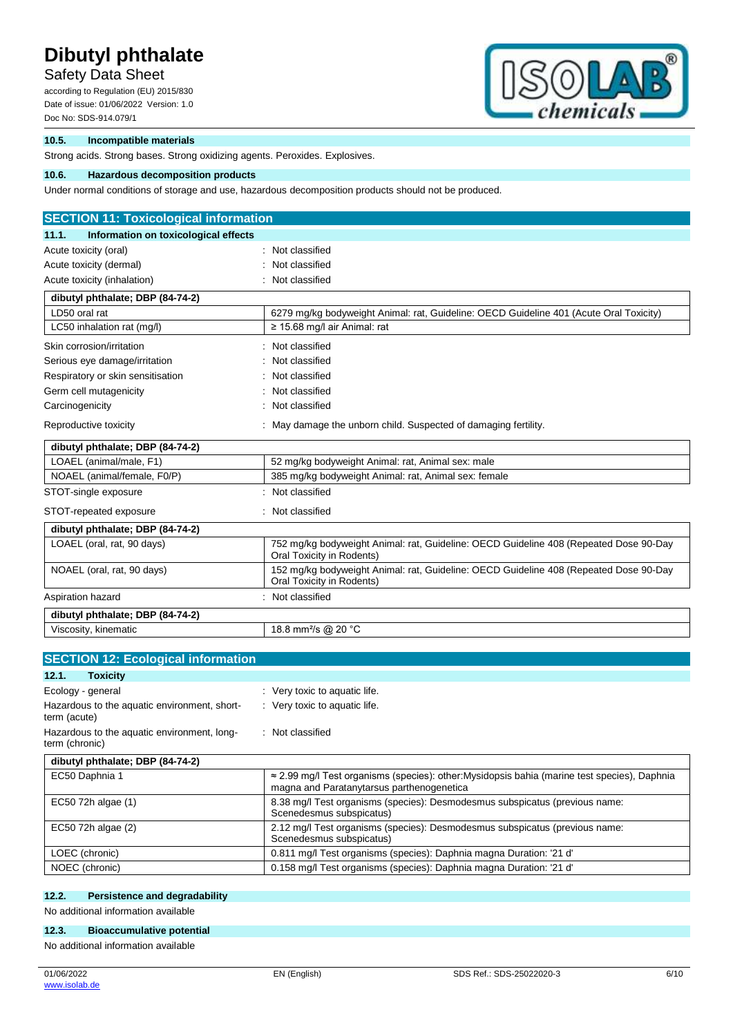### 10.5. Incompatible materials

Strong acids. Strong bases. Strong oxidizing agents. Peroxides. Explosives.

### 10.6. Hazardous decomposition products

Under normal conditions of storage and use, hazardous decomposition products should not be produced.

## SECTION 11: Toxicological information

### 11.1. Information on toxicological effects

Acute toxicity (oral) : Not classified

Acute toxicity (dermal) : Not classified

Acute toxicity (inhalation) : Not classified

| dibutyl phthalate; DBP (84-74-2) | |
|---|---|
| LD50 oral rat | 6279 mg/kg bodyweight Animal: rat, Guideline: OECD Guideline 401 (Acute Oral Toxicity) |
| LC50 inhalation rat (mg/l) | ≥ 15.68 mg/l air Animal: rat |

Skin corrosion/irritation : Not classified

Serious eye damage/irritation : Not classified

Respiratory or skin sensitisation : Not classified

Germ cell mutagenicity : Not classified

Carcinogenicity : Not classified

Reproductive toxicity : May damage the unborn child. Suspected of damaging fertility.

| dibutyl phthalate; DBP (84-74-2) | |
|---|---|
| LOAEL (animal/male, F1) | 52 mg/kg bodyweight Animal: rat, Animal sex: male |
| NOAEL (animal/female, F0/P) | 385 mg/kg bodyweight Animal: rat, Animal sex: female |

STOT-single exposure : Not classified

STOT-repeated exposure : Not classified

| dibutyl phthalate; DBP (84-74-2) | |
|---|---|
| LOAEL (oral, rat, 90 days) | 752 mg/kg bodyweight Animal: rat, Guideline: OECD Guideline 408 (Repeated Dose 90-Day Oral Toxicity in Rodents) |
| NOAEL (oral, rat, 90 days) | 152 mg/kg bodyweight Animal: rat, Guideline: OECD Guideline 408 (Repeated Dose 90-Day Oral Toxicity in Rodents) |

Aspiration hazard : Not classified

| dibutyl phthalate; DBP (84-74-2) | |
|---|---|
| Viscosity, kinematic | 18.8 $mm^2/s$ @ 20 °C |

## SECTION 12: Ecological information

### 12.1. Toxicity

Ecology - general : Very toxic to aquatic life.

Hazardous to the aquatic environment, short-term (acute) : Very toxic to aquatic life.

Hazardous to the aquatic environment, long-term (chronic) : Not classified

| dibutyl phthalate; DBP (84-74-2) | |
|---|---|
| EC50 Daphnia 1 | ≈ 2.99 mg/l Test organisms (species): other:Mysidopsis bahia (marine test species), Daphnia magna and Paratanytarsus parthenogenetica |
| EC50 72h algae (1) | 8.38 mg/l Test organisms (species): Desmodesmus subspicatus (previous name: Scenedesmus subspicatus) |
| EC50 72h algae (2) | 2.12 mg/l Test organisms (species): Desmodesmus subspicatus (previous name: Scenedesmus subspicatus) |
| LOEC (chronic) | 0.811 mg/l Test organisms (species): Daphnia magna Duration: '21 d' |
| NOEC (chronic) | 0.158 mg/l Test organisms (species): Daphnia magna Duration: '21 d' |

### 12.2. Persistence and degradability

No additional information available

### 12.3. Bioaccumulative potential

No additional information available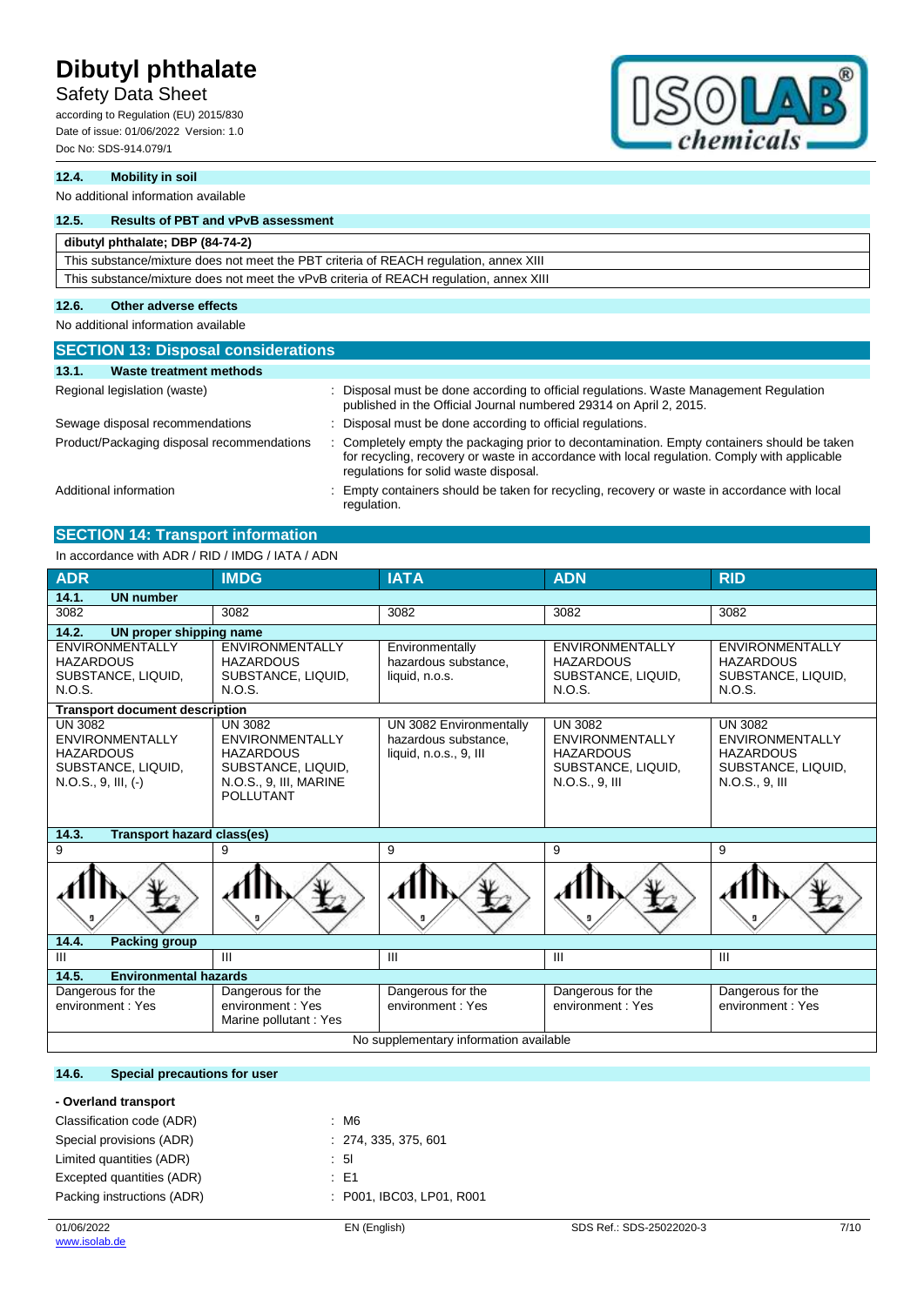### 12.4. Mobility in soil

No additional information available

### 12.5. Results of PBT and vPvB assessment

| dibutyl phthalate; DBP (84-74-2) |
|---|
| This substance/mixture does not meet the PBT criteria of REACH regulation, annex XIII |
| This substance/mixture does not meet the vPvB criteria of REACH regulation, annex XIII |

### 12.6. Other adverse effects

No additional information available

## SECTION 13: Disposal considerations

### 13.1. Waste treatment methods

Regional legislation (waste) : Disposal must be done according to official regulations. Waste Management Regulation published in the Official Journal numbered 29314 on April 2, 2015.

Sewage disposal recommendations : Disposal must be done according to official regulations.

Product/Packaging disposal recommendations : Completely empty the packaging prior to decontamination. Empty containers should be taken for recycling, recovery or waste in accordance with local regulation. Comply with applicable regulations for solid waste disposal.

Additional information : Empty containers should be taken for recycling, recovery or waste in accordance with local regulation.

## SECTION 14: Transport information

In accordance with ADR / RID / IMDG / IATA / ADN

| ADR | IMDG | IATA | ADN | RID |
|---|---|---|---|---|
| **14.1. UN number** | | | | |
| 3082 | 3082 | 3082 | 3082 | 3082 |
| **14.2. UN proper shipping name** | | | | |
| ENVIRONMENTALLY HAZARDOUS SUBSTANCE, LIQUID, N.O.S. | ENVIRONMENTALLY HAZARDOUS SUBSTANCE, LIQUID, N.O.S. | Environmentally hazardous substance, liquid, n.o.s. | ENVIRONMENTALLY HAZARDOUS SUBSTANCE, LIQUID, N.O.S. | ENVIRONMENTALLY HAZARDOUS SUBSTANCE, LIQUID, N.O.S. |
| **Transport document description** | | | | |
| UN 3082 ENVIRONMENTALLY HAZARDOUS SUBSTANCE, LIQUID, N.O.S., 9, III, (-) | UN 3082 ENVIRONMENTALLY HAZARDOUS SUBSTANCE, LIQUID, N.O.S., 9, III, MARINE POLLUTANT | UN 3082 Environmentally hazardous substance, liquid, n.o.s., 9, III | UN 3082 ENVIRONMENTALLY HAZARDOUS SUBSTANCE, LIQUID, N.O.S., 9, III | UN 3082 ENVIRONMENTALLY HAZARDOUS SUBSTANCE, LIQUID, N.O.S., 9, III |
| **14.3. Transport hazard class(es)** | | | | |
| 9 | 9 | 9 | 9 | 9 |
| **14.4. Packing group** | | | | |
| III | III | III | III | III |
| **14.5. Environmental hazards** | | | | |
| Dangerous for the environment : Yes | Dangerous for the environment : Yes<br>Marine pollutant : Yes | Dangerous for the environment : Yes | Dangerous for the environment : Yes | Dangerous for the environment : Yes |
| No supplementary information available | | | | |

### 14.6. Special precautions for user

**- Overland transport**

Classification code (ADR) : M6

Special provisions (ADR) : 274, 335, 375, 601

Limited quantities (ADR) : 5l

Excepted quantities (ADR) : E1

Packing instructions (ADR) : P001, IBC03, LP01, R001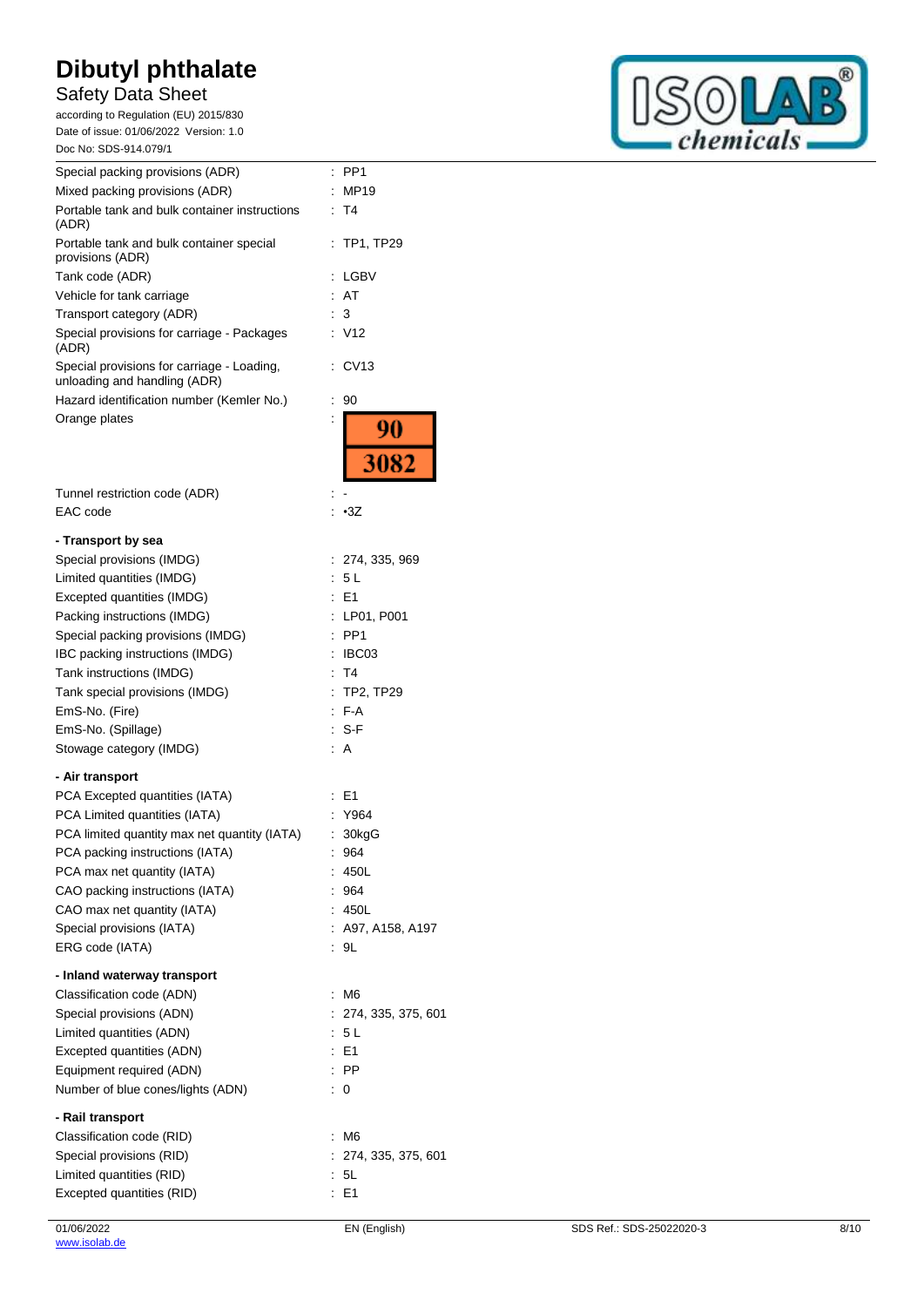| | |
|---|---|
| Special packing provisions (ADR) | : PP1 |
| Mixed packing provisions (ADR) | : MP19 |
| Portable tank and bulk container instructions (ADR) | : T4 |
| Portable tank and bulk container special provisions (ADR) | : TP1, TP29 |
| Tank code (ADR) | : LGBV |
| Vehicle for tank carriage | : AT |
| Transport category (ADR) | : 3 |
| Special provisions for carriage - Packages (ADR) | : V12 |
| Special provisions for carriage - Loading, unloading and handling (ADR) | : CV13 |
| Hazard identification number (Kemler No.) | : 90 |
| Orange plates | : 90 / 3082 |
| Tunnel restriction code (ADR) | : - |
| EAC code | : •3Z |

**- Transport by sea**

| | |
|---|---|
| Special provisions (IMDG) | : 274, 335, 969 |
| Limited quantities (IMDG) | : 5 L |
| Excepted quantities (IMDG) | : E1 |
| Packing instructions (IMDG) | : LP01, P001 |
| Special packing provisions (IMDG) | : PP1 |
| IBC packing instructions (IMDG) | : IBC03 |
| Tank instructions (IMDG) | : T4 |
| Tank special provisions (IMDG) | : TP2, TP29 |
| EmS-No. (Fire) | : F-A |
| EmS-No. (Spillage) | : S-F |
| Stowage category (IMDG) | : A |

**- Air transport**

| | |
|---|---|
| PCA Excepted quantities (IATA) | : E1 |
| PCA Limited quantities (IATA) | : Y964 |
| PCA limited quantity max net quantity (IATA) | : 30kgG |
| PCA packing instructions (IATA) | : 964 |
| PCA max net quantity (IATA) | : 450L |
| CAO packing instructions (IATA) | : 964 |
| CAO max net quantity (IATA) | : 450L |
| Special provisions (IATA) | : A97, A158, A197 |
| ERG code (IATA) | : 9L |

**- Inland waterway transport**

| | |
|---|---|
| Classification code (ADN) | : M6 |
| Special provisions (ADN) | : 274, 335, 375, 601 |
| Limited quantities (ADN) | : 5 L |
| Excepted quantities (ADN) | : E1 |
| Equipment required (ADN) | : PP |
| Number of blue cones/lights (ADN) | : 0 |

**- Rail transport**

| | |
|---|---|
| Classification code (RID) | : M6 |
| Special provisions (RID) | : 274, 335, 375, 601 |
| Limited quantities (RID) | : 5L |
| Excepted quantities (RID) | : E1 |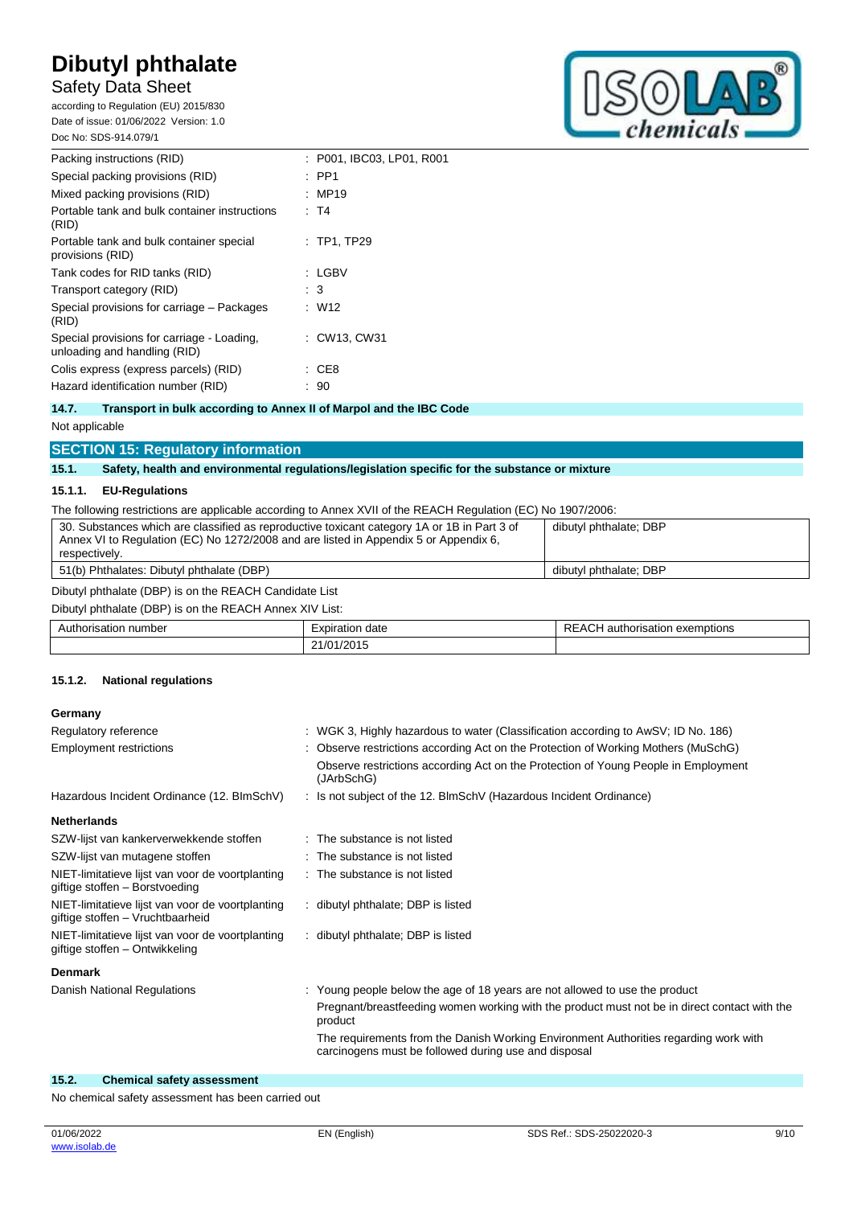| | |
|---|---|
| Packing instructions (RID) | : P001, IBC03, LP01, R001 |
| Special packing provisions (RID) | : PP1 |
| Mixed packing provisions (RID) | : MP19 |
| Portable tank and bulk container instructions (RID) | : T4 |
| Portable tank and bulk container special provisions (RID) | : TP1, TP29 |
| Tank codes for RID tanks (RID) | : LGBV |
| Transport category (RID) | : 3 |
| Special provisions for carriage – Packages (RID) | : W12 |
| Special provisions for carriage - Loading, unloading and handling (RID) | : CW13, CW31 |
| Colis express (express parcels) (RID) | : CE8 |
| Hazard identification number (RID) | : 90 |

### 14.7. Transport in bulk according to Annex II of Marpol and the IBC Code

Not applicable

## SECTION 15: Regulatory information

### 15.1. Safety, health and environmental regulations/legislation specific for the substance or mixture

#### 15.1.1. EU-Regulations

The following restrictions are applicable according to Annex XVII of the REACH Regulation (EC) No 1907/2006:

| | |
|---|---|
| 30. Substances which are classified as reproductive toxicant category 1A or 1B in Part 3 of Annex VI to Regulation (EC) No 1272/2008 and are listed in Appendix 5 or Appendix 6, respectively. | dibutyl phthalate; DBP |
| 51(b) Phthalates: Dibutyl phthalate (DBP) | dibutyl phthalate; DBP |

Dibutyl phthalate (DBP) is on the REACH Candidate List

Dibutyl phthalate (DBP) is on the REACH Annex XIV List:

| Authorisation number | Expiration date | REACH authorisation exemptions |
|---|---|---|
| | 21/01/2015 | |

#### 15.1.2. National regulations

**Germany**

| | |
|---|---|
| Regulatory reference | : WGK 3, Highly hazardous to water (Classification according to AwSV; ID No. 186) |
| Employment restrictions | : Observe restrictions according Act on the Protection of Working Mothers (MuSchG)<br>Observe restrictions according Act on the Protection of Young People in Employment (JArbSchG) |
| Hazardous Incident Ordinance (12. BImSchV) | : Is not subject of the 12. BlmSchV (Hazardous Incident Ordinance) |

**Netherlands**

| | |
|---|---|
| SZW-lijst van kankerverwekkende stoffen | : The substance is not listed |
| SZW-lijst van mutagene stoffen | : The substance is not listed |
| NIET-limitatieve lijst van voor de voortplanting giftige stoffen – Borstvoeding | : The substance is not listed |
| NIET-limitatieve lijst van voor de voortplanting giftige stoffen – Vruchtbaarheid | : dibutyl phthalate; DBP is listed |
| NIET-limitatieve lijst van voor de voortplanting giftige stoffen – Ontwikkeling | : dibutyl phthalate; DBP is listed |

**Denmark**

| | |
|---|---|
| Danish National Regulations | : Young people below the age of 18 years are not allowed to use the product<br>Pregnant/breastfeeding women working with the product must not be in direct contact with the product<br>The requirements from the Danish Working Environment Authorities regarding work with carcinogens must be followed during use and disposal |

### 15.2. Chemical safety assessment

No chemical safety assessment has been carried out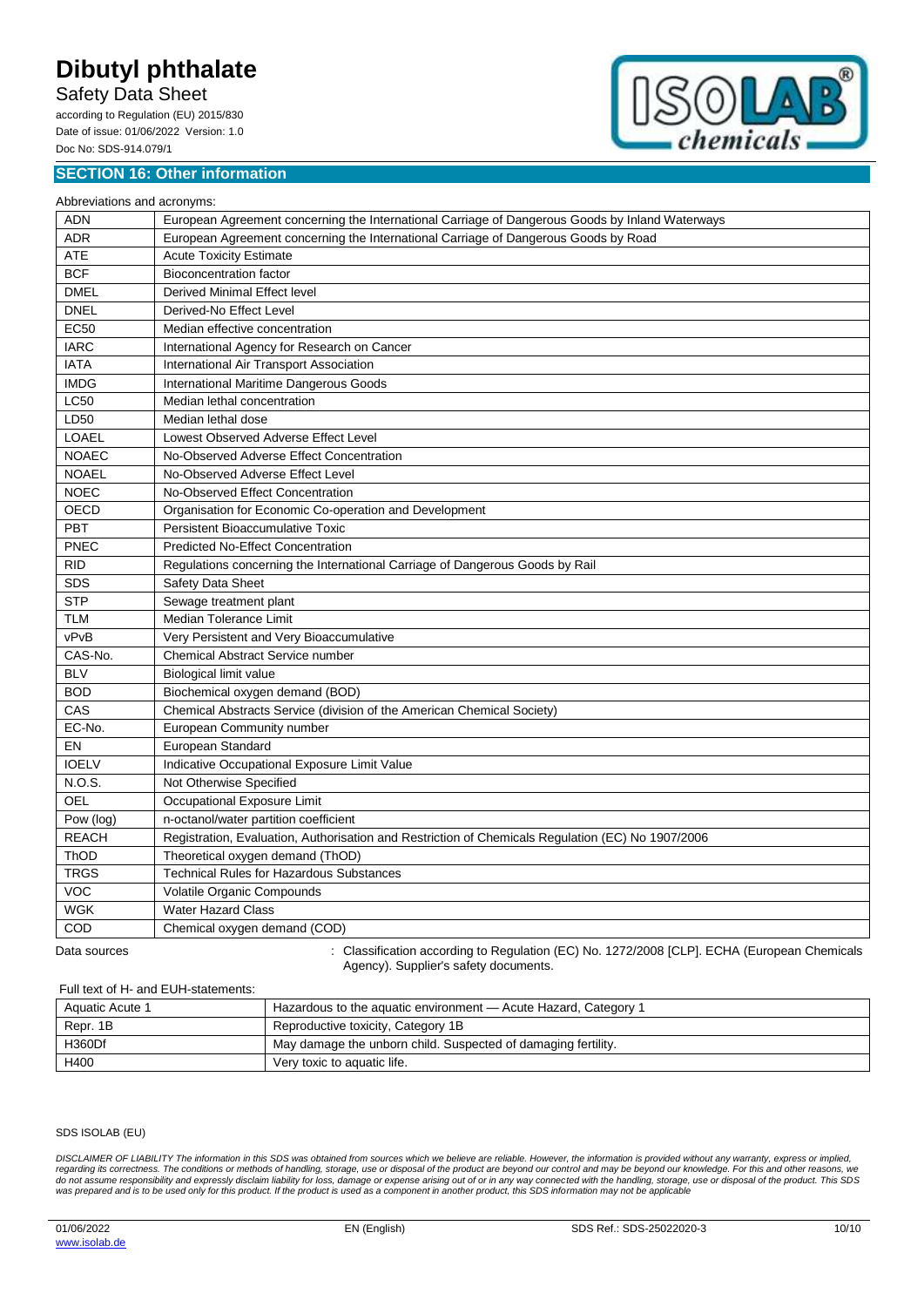## SECTION 16: Other information

Abbreviations and acronyms:

| | |
|---|---|
| ADN | European Agreement concerning the International Carriage of Dangerous Goods by Inland Waterways |
| ADR | European Agreement concerning the International Carriage of Dangerous Goods by Road |
| ATE | Acute Toxicity Estimate |
| BCF | Bioconcentration factor |
| DMEL | Derived Minimal Effect level |
| DNEL | Derived-No Effect Level |
| EC50 | Median effective concentration |
| IARC | International Agency for Research on Cancer |
| IATA | International Air Transport Association |
| IMDG | International Maritime Dangerous Goods |
| LC50 | Median lethal concentration |
| LD50 | Median lethal dose |
| LOAEL | Lowest Observed Adverse Effect Level |
| NOAEC | No-Observed Adverse Effect Concentration |
| NOAEL | No-Observed Adverse Effect Level |
| NOEC | No-Observed Effect Concentration |
| OECD | Organisation for Economic Co-operation and Development |
| PBT | Persistent Bioaccumulative Toxic |
| PNEC | Predicted No-Effect Concentration |
| RID | Regulations concerning the International Carriage of Dangerous Goods by Rail |
| SDS | Safety Data Sheet |
| STP | Sewage treatment plant |
| TLM | Median Tolerance Limit |
| vPvB | Very Persistent and Very Bioaccumulative |
| CAS-No. | Chemical Abstract Service number |
| BLV | Biological limit value |
| BOD | Biochemical oxygen demand (BOD) |
| CAS | Chemical Abstracts Service (division of the American Chemical Society) |
| EC-No. | European Community number |
| EN | European Standard |
| IOELV | Indicative Occupational Exposure Limit Value |
| N.O.S. | Not Otherwise Specified |
| OEL | Occupational Exposure Limit |
| Pow (log) | n-octanol/water partition coefficient |
| REACH | Registration, Evaluation, Authorisation and Restriction of Chemicals Regulation (EC) No 1907/2006 |
| ThOD | Theoretical oxygen demand (ThOD) |
| TRGS | Technical Rules for Hazardous Substances |
| VOC | Volatile Organic Compounds |
| WGK | Water Hazard Class |
| COD | Chemical oxygen demand (COD) |

Data sources : Classification according to Regulation (EC) No. 1272/2008 [CLP]. ECHA (European Chemicals Agency). Supplier's safety documents.

Full text of H- and EUH-statements:

| | |
|---|---|
| Aquatic Acute 1 | Hazardous to the aquatic environment — Acute Hazard, Category 1 |
| Repr. 1B | Reproductive toxicity, Category 1B |
| H360Df | May damage the unborn child. Suspected of damaging fertility. |
| H400 | Very toxic to aquatic life. |

SDS ISOLAB (EU)

*DISCLAIMER OF LIABILITY The information in this SDS was obtained from sources which we believe are reliable. However, the information is provided without any warranty, express or implied, regarding its correctness. The conditions or methods of handling, storage, use or disposal of the product are beyond our control and may be beyond our knowledge. For this and other reasons, we do not assume responsibility and expressly disclaim liability for loss, damage or expense arising out of or in any way connected with the handling, storage, use or disposal of the product. This SDS was prepared and is to be used only for this product. If the product is used as a component in another product, this SDS information may not be applicable*